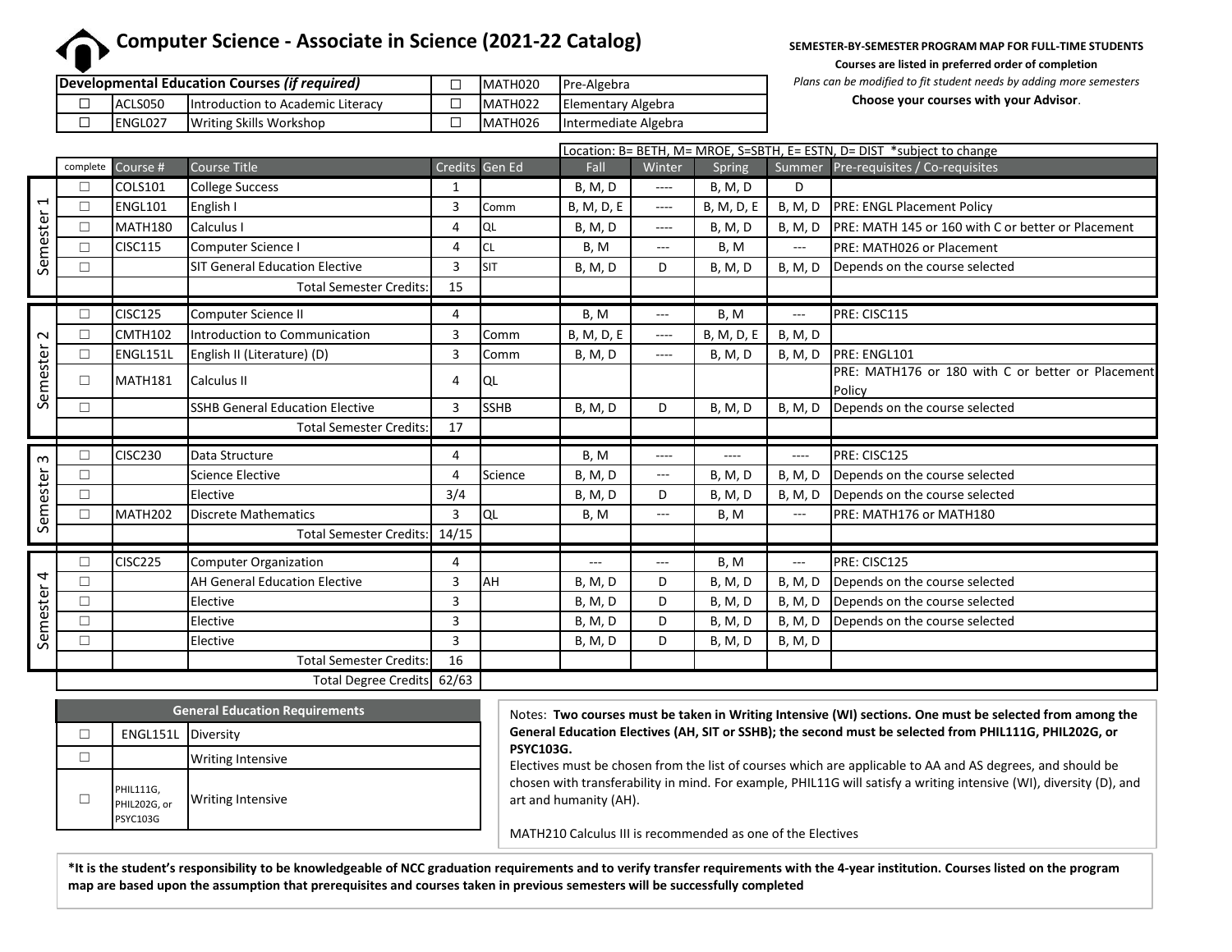# Computer Science - Associate in Science (2021-22 Catalog)

**SEMESTER-BY-SEMESTER PROGRAM MAP FOR FULL-TIME STUDENTS**

**Courses are listed in preferred order of completion**

*Plans can be modified to fit student needs by adding more semesters*

**Choose your courses with your Advisor**.

| | **Developmental Education Courses *(if required)*** | | | | |
|---|---|---|---|---|---|
| ☐ | ACLS050 | Introduction to Academic Literacy | ☐ | MATH020 | Pre-Algebra |
| ☐ | ENGL027 | Writing Skills Workshop | ☐ | MATH022 | Elementary Algebra |
| | | | ☐ | MATH026 | Intermediate Algebra |

Location: B= BETH, M= MROE, S=SBTH, E= ESTN, D= DIST *subject to change

| Semester | complete | Course # | Course Title | Credits | Gen Ed | Fall | Winter | Spring | Summer | Pre-requisites / Co-requisites |
|---|---|---|---|---|---|---|---|---|---|---|
| Semester 1 | ☐ | COLS101 | College Success | 1 | | B, M, D | ---- | B, M, D | D | |
| | ☐ | ENGL101 | English I | 3 | Comm | B, M, D, E | ---- | B, M, D, E | B, M, D | PRE: ENGL Placement Policy |
| | ☐ | MATH180 | Calculus I | 4 | QL | B, M, D | ---- | B, M, D | B, M, D | PRE: MATH 145 or 160 with C or better or Placement |
| | ☐ | CISC115 | Computer Science I | 4 | CL | B, M | --- | B, M | --- | PRE: MATH026 or Placement |
| | ☐ | | SIT General Education Elective | 3 | SIT | B, M, D | D | B, M, D | B, M, D | Depends on the course selected |
| | | | Total Semester Credits: | 15 | | | | | | |
| Semester 2 | ☐ | CISC125 | Computer Science II | 4 | | B, M | --- | B, M | --- | PRE: CISC115 |
| | ☐ | CMTH102 | Introduction to Communication | 3 | Comm | B, M, D, E | ---- | B, M, D, E | B, M, D | |
| | ☐ | ENGL151L | English II (Literature) (D) | 3 | Comm | B, M, D | ---- | B, M, D | B, M, D | PRE: ENGL101 |
| | ☐ | MATH181 | Calculus II | 4 | QL | | | | | PRE: MATH176 or 180 with C or better or Placement Policy |
| | ☐ | | SSHB General Education Elective | 3 | SSHB | B, M, D | D | B, M, D | B, M, D | Depends on the course selected |
| | | | Total Semester Credits: | 17 | | | | | | |
| Semester 3 | ☐ | CISC230 | Data Structure | 4 | | B, M | ---- | ---- | ---- | PRE: CISC125 |
| | ☐ | | Science Elective | 4 | Science | B, M, D | --- | B, M, D | B, M, D | Depends on the course selected |
| | ☐ | | Elective | 3/4 | | B, M, D | D | B, M, D | B, M, D | Depends on the course selected |
| | ☐ | MATH202 | Discrete Mathematics | 3 | QL | B, M | --- | B, M | --- | PRE: MATH176 or MATH180 |
| | | | Total Semester Credits: | 14/15 | | | | | | |
| Semester 4 | ☐ | CISC225 | Computer Organization | 4 | | --- | --- | B, M | --- | PRE: CISC125 |
| | ☐ | | AH General Education Elective | 3 | AH | B, M, D | D | B, M, D | B, M, D | Depends on the course selected |
| | ☐ | | Elective | 3 | | B, M, D | D | B, M, D | B, M, D | Depends on the course selected |
| | ☐ | | Elective | 3 | | B, M, D | D | B, M, D | B, M, D | Depends on the course selected |
| | ☐ | | Elective | 3 | | B, M, D | D | B, M, D | B, M, D | |
| | | | Total Semester Credits: | 16 | | | | | | |
| | | | Total Degree Credits | 62/63 | | | | | | |

| General Education Requirements | | |
|---|---|---|
| ☐ | ENGL151L | Diversity |
| ☐ | | Writing Intensive |
| ☐ | PHIL111G, PHIL202G, or PSYC103G | Writing Intensive |

Notes: **Two courses must be taken in Writing Intensive (WI) sections. One must be selected from among the General Education Electives (AH, SIT or SSHB); the second must be selected from PHIL111G, PHIL202G, or PSYC103G.**
Electives must be chosen from the list of courses which are applicable to AA and AS degrees, and should be chosen with transferability in mind. For example, PHIL11G will satisfy a writing intensive (WI), diversity (D), and art and humanity (AH).

MATH210 Calculus III is recommended as one of the Electives

**\*It is the student's responsibility to be knowledgeable of NCC graduation requirements and to verify transfer requirements with the 4-year institution. Courses listed on the program map are based upon the assumption that prerequisites and courses taken in previous semesters will be successfully completed**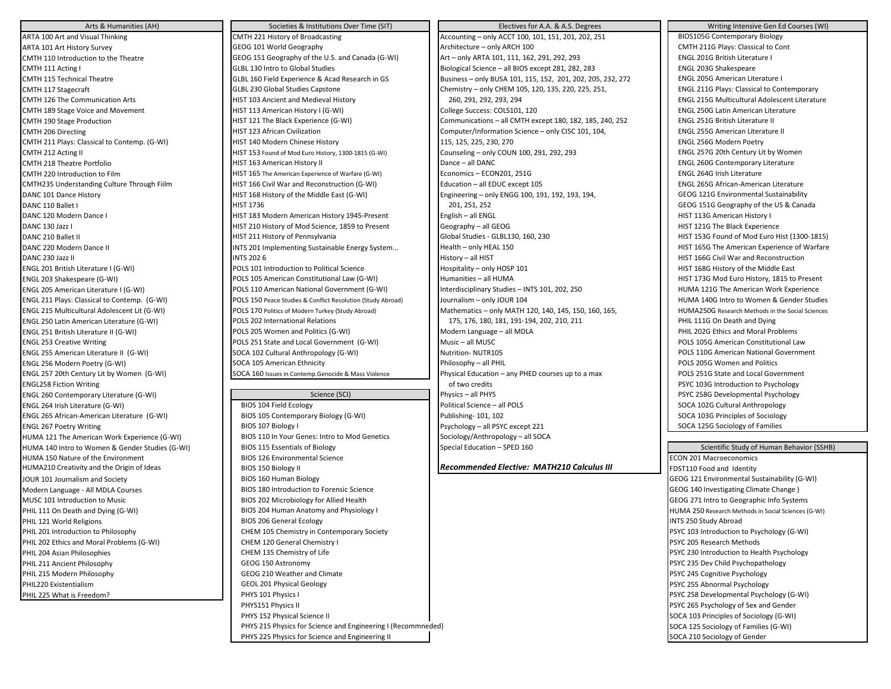## Arts & Humanities (AH)

- ARTA 100 Art and Visual Thinking
- ARTA 101 Art History Survey
- CMTH 110 Introduction to the Theatre
- CMTH 111 Acting I
- CMTH 115 Technical Theatre
- CMTH 117 Stagecraft
- CMTH 126 The Communication Arts
- CMTH 189 Stage Voice and Movement
- CMTH 190 Stage Production
- CMTH 206 Directing
- CMTH 211 Plays: Classical to Contemp. (G-WI)
- CMTH 212 Acting II
- CMTH 218 Theatre Portfolio
- CMTH 220 Introduction to Film
- CMTH235 Understanding Culture Through Fiilm
- DANC 101 Dance History
- DANC 110 Ballet I
- DANC 120 Modern Dance I
- DANC 130 Jazz I
- DANC 210 Ballet II
- DANC 220 Modern Dance II
- DANC 230 Jazz II
- ENGL 201 British Literature I (G-WI)
- ENGL 203 Shakespeare (G-WI)
- ENGL 205 American Literature I (G-WI)
- ENGL 211 Plays: Classical to Contemp. (G-WI)
- ENGL 215 Multicultural Adolescent Lit (G-WI)
- ENGL 250 Latin American Literature (G-WI)
- ENGL 251 British Literature II (G-WI)
- ENGL 253 Creative Writing
- ENGL 255 American Literature II (G-WI)
- ENGL 256 Modern Poetry (G-WI)
- ENGL 257 20th Century Lit by Women (G-WI)
- ENGL258 Fiction Writing
- ENGL 260 Contemporary Literature (G-WI)
- ENGL 264 Irish Literature (G-WI)
- ENGL 265 African-American Literature (G-WI)
- ENGL 267 Poetry Writing
- HUMA 121 The American Work Experience (G-WI)
- HUMA 140 Intro to Women & Gender Studies (G-WI)
- HUMA 150 Nature of the Environment
- HUMA210 Creativity and the Origin of Ideas
- JOUR 101 Journalism and Society
- Modern Language - All MDLA Courses
- MUSC 101 Introduction to Music
- PHIL 111 On Death and Dying (G-WI)
- PHIL 121 World Religions
- PHIL 201 Introduction to Philosophy
- PHIL 202 Ethics and Moral Problems (G-WI)
- PHIL 204 Asian Philosophies
- PHIL 211 Ancient Philosophy
- PHIL 215 Modern Philosophy
- PHIL220 Existentialism
- PHIL 225 What is Freedom?

## Societies & Institutions Over Time (SIT)

- CMTH 221 History of Broadcasting
- GEOG 101 World Geography
- GEOG 151 Geography of the U.S. and Canada (G-WI)
- GLBL 130 Intro to Global Studies
- GLBL 160 Field Experience & Acad Research in GS
- GLBL 230 Global Studies Capstone
- HIST 103 Ancient and Medieval History
- HIST 113 American History I (G-WI)
- HIST 121 The Black Experience (G-WI)
- HIST 123 African Civilization
- HIST 140 Modern Chinese History
- HIST 153 Found of Mod Euro History, 1300-1815 (G-WI)
- HIST 163 American History II
- HIST 165 The American Experience of Warfare (G-WI)
- HIST 166 Civil War and Reconstruction (G-WI)
- HIST 168 History of the Middle East (G-WI)
- HIST 1736
- HIST 183 Modern American History 1945-Present
- HIST 210 History of Mod Science, 1859 to Present
- HIST 211 History of Pennsylvania
- INTS 201 Implementing Sustainable Energy System...
- INTS 202 6
- POLS 101 Introduction to Political Science
- POLS 105 American Constitutional Law (G-WI)
- POLS 110 American National Government (G-WI)
- POLS 150 Peace Studies & Conflict Resolution (Study Abroad)
- POLS 170 Politics of Modern Turkey (Study Abroad)
- POLS 202 International Relations
- POLS 205 Women and Politics (G-WI)
- POLS 251 State and Local Government (G-WI)
- SOCA 102 Cultural Anthropology (G-WI)
- SOCA 105 American Ethnicity
- SOCA 160 Issues in Contemp.Genocide & Mass Violence

## Science (SCI)

- BIOS 104 Field Ecology
- BIOS 105 Contemporary Biology (G-WI)
- BIOS 107 Biology I
- BIOS 110 In Your Genes: Intro to Mod Genetics
- BIOS 115 Essentials of Biology
- BIOS 126 Environmental Science
- BIOS 150 Biology II
- BIOS 160 Human Biology
- BIOS 180 Introduction to Forensic Science
- BIOS 202 Microbiology for Allied Health
- BIOS 204 Human Anatomy and Physiology I
- BIOS 206 General Ecology
- CHEM 105 Chemistry in Contemporary Society
- CHEM 120 General Chemistry I
- CHEM 135 Chemistry of Life
- GEOG 150 Astronomy
- GEOG 210 Weather and Climate
- GEOL 201 Physical Geology
- PHYS 101 Physics I
- PHYS151 Physics II
- PHYS 152 Physical Science II
- PHYS 215 Physics for Science and Engineering I (Recommneded)
- PHYS 225 Physics for Science and Engineering II

## Electives for A.A. & A.S. Degrees

- Accounting – only ACCT 100, 101, 151, 201, 202, 251
- Architecture – only ARCH 100
- Art – only ARTA 101, 111, 162, 291, 292, 293
- Biological Science – all BIOS except 281, 282, 283
- Business – only BUSA 101, 115, 152, 201, 202, 205, 232, 272
- Chemistry – only CHEM 105, 120, 135, 220, 225, 251, 260, 291, 292, 293, 294
- College Success: COLS101, 120
- Communications – all CMTH except 180, 182, 185, 240, 252
- Computer/Information Science – only CISC 101, 104, 115, 125, 225, 230, 270
- Counseling – only COUN 100, 291, 292, 293
- Dance – all DANC
- Economics – ECON201, 251G
- Education – all EDUC except 105
- Engineering – only ENGG 100, 191, 192, 193, 194, 201, 251, 252
- English – all ENGL
- Geography – all GEOG
- Global Studies - GLBL130, 160, 230
- Health – only HEAL 150
- History – all HIST
- Hospitality – only HOSP 101
- Humanities – all HUMA
- Interdisciplinary Studies – INTS 101, 202, 250
- Journalism – only JOUR 104
- Mathematics – only MATH 120, 140, 145, 150, 160, 165, 175, 176, 180, 181, 191-194, 202, 210, 211
- Modern Language – all MDLA
- Music – all MUSC
- Nutrition- NUTR105
- Philosophy – all PHIL
- Physical Education – any PHED courses up to a max of two credits
- Physics – all PHYS
- Political Science – all POLS
- Publishing- 101, 102
- Psychology – all PSYC except 221
- Sociology/Anthropology – all SOCA
- Special Education – SPED 160

***Recommended Elective: MATH210 Calculus III***

## Writing Intensive Gen Ed Courses (WI)

- BIOS105G Contemporary Biology
- CMTH 211G Plays: Classical to Cont
- ENGL 201G British Literature I
- ENGL 203G Shakespeare
- ENGL 205G American Literature I
- ENGL 211G Plays: Classical to Contemporary
- ENGL 215G Multicultural Adolescent Literature
- ENGL 250G Latin American Literature
- ENGL 251G British Literature II
- ENGL 255G American Literature II
- ENGL 256G Modern Poetry
- ENGL 257G 20th Century Lit by Women
- ENGL 260G Contemporary Literature
- ENGL 264G Irish Literature
- ENGL 265G African-American Literature
- GEOG 121G Environmental Sustainability
- GEOG 151G Geography of the US & Canada
- HIST 113G American History I
- HIST 121G The Black Experience
- HIST 153G Found of Mod Euro Hist (1300-1815)
- HIST 165G The American Experience of Warfare
- HIST 166G Civil War and Reconstruction
- HIST 168G History of the Middle East
- HIST 173G Mod Euro History, 1815 to Present
- HUMA 121G The American Work Experience
- HUMA 140G Intro to Women & Gender Studies
- HUMA250G Research Methods in the Social Sciences
- PHIL 111G On Death and Dying
- PHIL 202G Ethics and Moral Problems
- POLS 105G American Constitutional Law
- POLS 110G American National Government
- POLS 205G Women and Politics
- POLS 251G State and Local Government
- PSYC 103G Introduction to Psychology
- PSYC 258G Developmental Psychology
- SOCA 102G Cultural Anthropology
- SOCA 103G Principles of Sociology
- SOCA 125G Sociology of Families

## Scientific Study of Human Behavior (SSHB)

- ECON 201 Macroeconomics
- FDST110 Food and Identity
- GEOG 121 Environmental Sustainability (G-WI)
- GEOG 140 Investigating Climate Change )
- GEOG 271 Intro to Geographic Info Systems
- HUMA 250 Research Methods in Social Sciences (G-WI)
- INTS 250 Study Abroad
- PSYC 103 Introduction to Psychology (G-WI)
- PSYC 205 Research Methods
- PSYC 230 Introduction to Health Psychology
- PSYC 235 Dev Child Psychopathology
- PSYC 245 Cognitive Psychology
- PSYC 255 Abnormal Psychology
- PSYC 258 Developmental Psychology (G-WI)
- PSYC 265 Psychology of Sex and Gender
- SOCA 103 Principles of Sociology (G-WI)
- SOCA 125 Sociology of Families (G-WI)
- SOCA 210 Sociology of Gender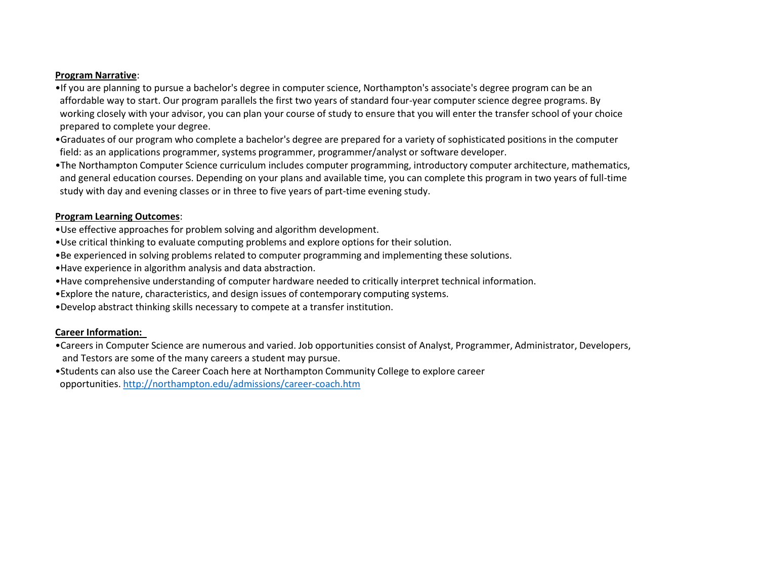**Program Narrative**:

- If you are planning to pursue a bachelor's degree in computer science, Northampton's associate's degree program can be an affordable way to start. Our program parallels the first two years of standard four-year computer science degree programs. By working closely with your advisor, you can plan your course of study to ensure that you will enter the transfer school of your choice prepared to complete your degree.
- Graduates of our program who complete a bachelor's degree are prepared for a variety of sophisticated positions in the computer field: as an applications programmer, systems programmer, programmer/analyst or software developer.
- The Northampton Computer Science curriculum includes computer programming, introductory computer architecture, mathematics, and general education courses. Depending on your plans and available time, you can complete this program in two years of full-time study with day and evening classes or in three to five years of part-time evening study.

**Program Learning Outcomes**:

- Use effective approaches for problem solving and algorithm development.
- Use critical thinking to evaluate computing problems and explore options for their solution.
- Be experienced in solving problems related to computer programming and implementing these solutions.
- Have experience in algorithm analysis and data abstraction.
- Have comprehensive understanding of computer hardware needed to critically interpret technical information.
- Explore the nature, characteristics, and design issues of contemporary computing systems.
- Develop abstract thinking skills necessary to compete at a transfer institution.

**Career Information:**

- Careers in Computer Science are numerous and varied. Job opportunities consist of Analyst, Programmer, Administrator, Developers, and Testors are some of the many careers a student may pursue.
- Students can also use the Career Coach here at Northampton Community College to explore career opportunities. [http://northampton.edu/admissions/career-coach.htm](http://northampton.edu/admissions/career-coach.htm)